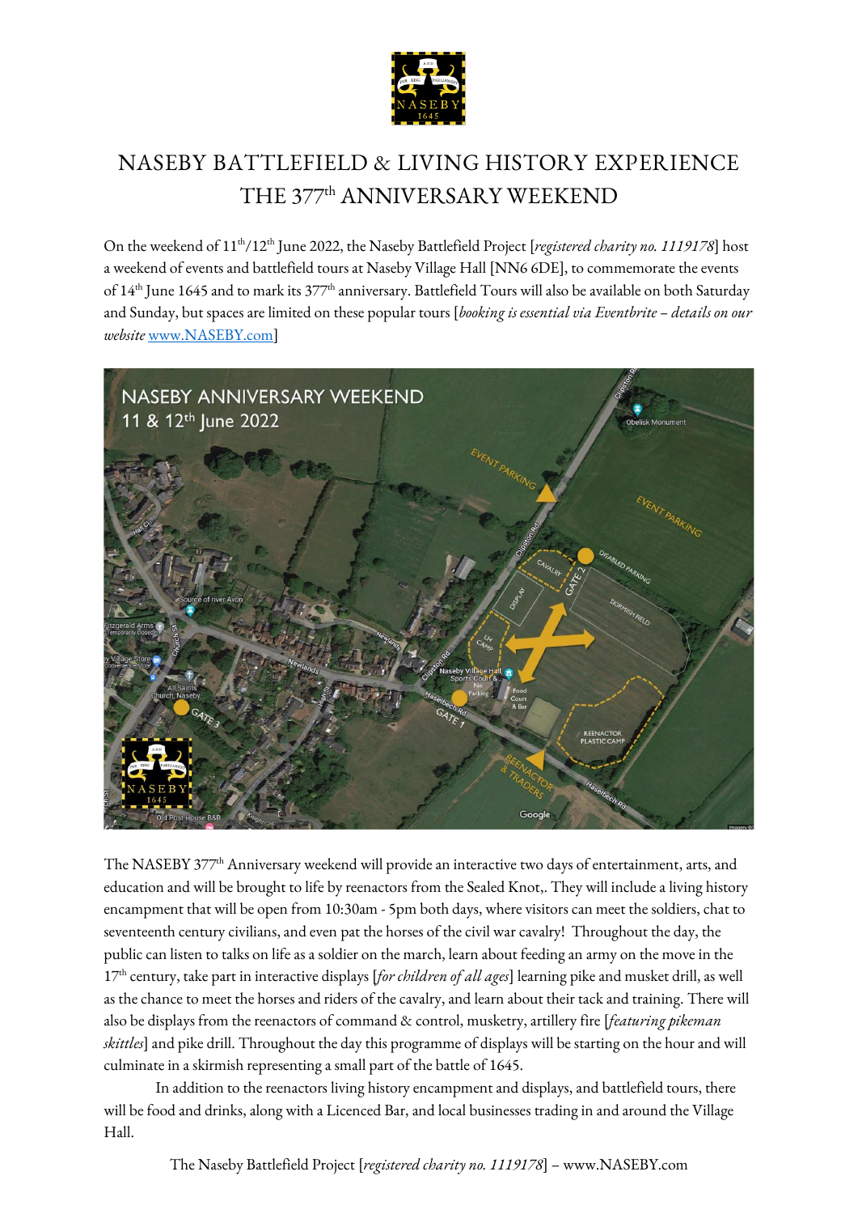# NASEBY BATTLEFIELD & LIVING HISTORY EXPERIENCE

# THE 377th ANNIVERSARY WEEKEND

On the weekend of 11th/12th June 2022, the Naseby Battlefield Project [*registered charity no. 1119178*] host a weekend of events and battlefield tours at Naseby Village Hall [NN6 6DE], to commemorate the events of 14th June 1645 and to mark its 377th anniversary. Battlefield Tours will also be available on both Saturday and Sunday, but spaces are limited on these popular tours [*booking is essential via Eventbrite – details on our website* www.NASEBY.com]

The NASEBY 377th Anniversary weekend will provide an interactive two days of entertainment, arts, and education and will be brought to life by reenactors from the Sealed Knot,. They will include a living history encampment that will be open from 10:30am - 5pm both days, where visitors can meet the soldiers, chat to seventeenth century civilians, and even pat the horses of the civil war cavalry! Throughout the day, the public can listen to talks on life as a soldier on the march, learn about feeding an army on the move in the 17th century, take part in interactive displays [*for children of all ages*] learning pike and musket drill, as well as the chance to meet the horses and riders of the cavalry, and learn about their tack and training. There will also be displays from the reenactors of command & control, musketry, artillery fire [*featuring pikeman skittles*] and pike drill. Throughout the day this programme of displays will be starting on the hour and will culminate in a skirmish representing a small part of the battle of 1645.

In addition to the reenactors living history encampment and displays, and battlefield tours, there will be food and drinks, along with a Licenced Bar, and local businesses trading in and around the Village Hall.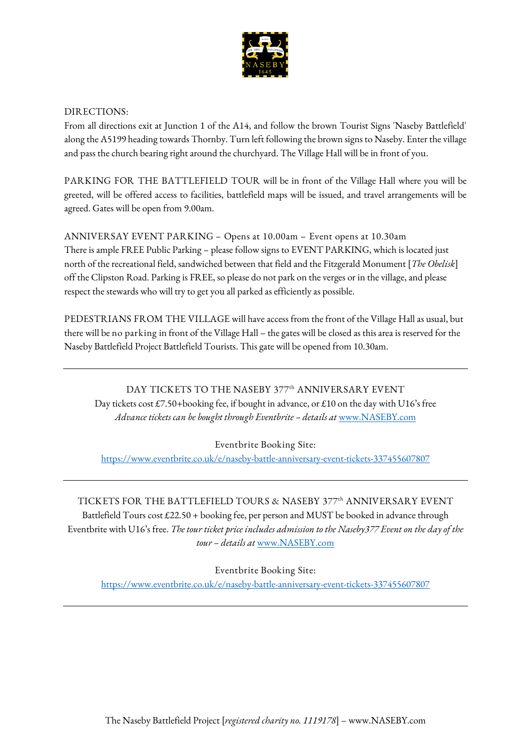DIRECTIONS:

From all directions exit at Junction 1 of the A14, and follow the brown Tourist Signs 'Naseby Battlefield' along the A5199 heading towards Thornby. Turn left following the brown signs to Naseby. Enter the village and pass the church bearing right around the churchyard. The Village Hall will be in front of you.

PARKING FOR THE BATTLEFIELD TOUR will be in front of the Village Hall where you will be greeted, will be offered access to facilities, battlefield maps will be issued, and travel arrangements will be agreed. Gates will be open from 9.00am.

ANNIVERSAY EVENT PARKING – Opens at 10.00am – Event opens at 10.30am

There is ample FREE Public Parking – please follow signs to EVENT PARKING, which is located just north of the recreational field, sandwiched between that field and the Fitzgerald Monument [*The Obelisk*] off the Clipston Road. Parking is FREE, so please do not park on the verges or in the village, and please respect the stewards who will try to get you all parked as efficiently as possible.

PEDESTRIANS FROM THE VILLAGE will have access from the front of the Village Hall as usual, but there will be no parking in front of the Village Hall – the gates will be closed as this area is reserved for the Naseby Battlefield Project Battlefield Tourists. This gate will be opened from 10.30am.

---

DAY TICKETS TO THE NASEBY 377th ANNIVERSARY EVENT

Day tickets cost £7.50+booking fee, if bought in advance, or £10 on the day with U16's free

*Advance tickets can be bought through Eventbrite – details at* [www.NASEBY.com](http://www.NASEBY.com)

Eventbrite Booking Site:

https://www.eventbrite.co.uk/e/naseby-battle-anniversary-event-tickets-337455607807

---

TICKETS FOR THE BATTLEFIELD TOURS & NASEBY 377th ANNIVERSARY EVENT

Battlefield Tours cost £22.50 + booking fee, per person and MUST be booked in advance through Eventbrite with U16's free. *The tour ticket price includes admission to the Naseby377 Event on the day of the tour – details at* [www.NASEBY.com](http://www.NASEBY.com)

Eventbrite Booking Site:

https://www.eventbrite.co.uk/e/naseby-battle-anniversary-event-tickets-337455607807

---

The Naseby Battlefield Project [*registered charity no. 1119178*] – www.NASEBY.com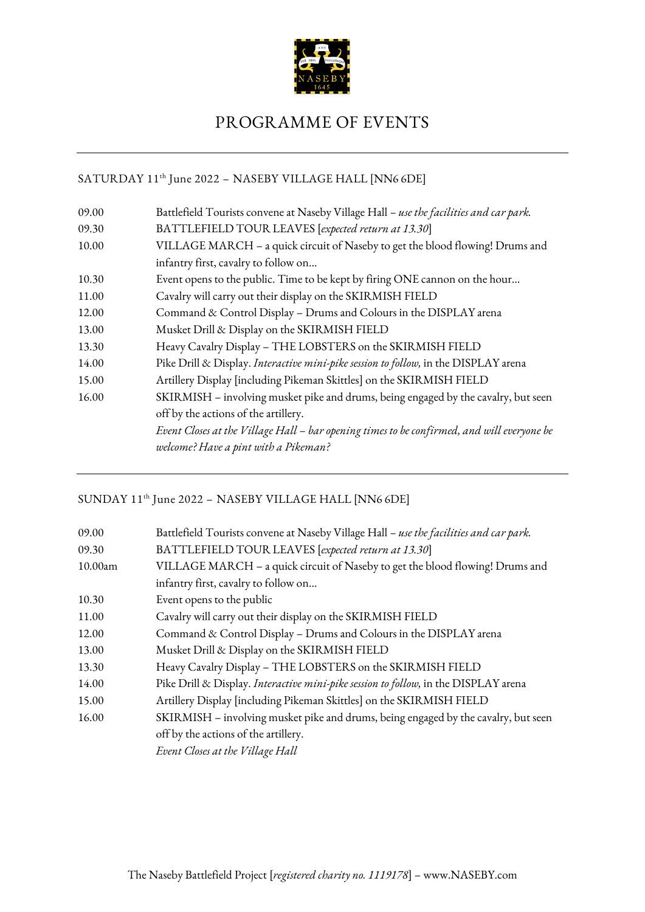# PROGRAMME OF EVENTS

## SATURDAY 11th June 2022 – NASEBY VILLAGE HALL [NN6 6DE]

| | |
|---|---|
| 09.00 | Battlefield Tourists convene at Naseby Village Hall – *use the facilities and car park.* |
| 09.30 | BATTLEFIELD TOUR LEAVES [*expected return at 13.30*] |
| 10.00 | VILLAGE MARCH – a quick circuit of Naseby to get the blood flowing! Drums and infantry first, cavalry to follow on… |
| 10.30 | Event opens to the public. Time to be kept by firing ONE cannon on the hour… |
| 11.00 | Cavalry will carry out their display on the SKIRMISH FIELD |
| 12.00 | Command & Control Display – Drums and Colours in the DISPLAY arena |
| 13.00 | Musket Drill & Display on the SKIRMISH FIELD |
| 13.30 | Heavy Cavalry Display – THE LOBSTERS on the SKIRMISH FIELD |
| 14.00 | Pike Drill & Display. *Interactive mini-pike session to follow,* in the DISPLAY arena |
| 15.00 | Artillery Display [including Pikeman Skittles] on the SKIRMISH FIELD |
| 16.00 | SKIRMISH – involving musket pike and drums, being engaged by the cavalry, but seen off by the actions of the artillery. |
| | *Event Closes at the Village Hall – bar opening times to be confirmed, and will everyone be welcome? Have a pint with a Pikeman?* |

## SUNDAY 11th June 2022 – NASEBY VILLAGE HALL [NN6 6DE]

| | |
|---|---|
| 09.00 | Battlefield Tourists convene at Naseby Village Hall – *use the facilities and car park.* |
| 09.30 | BATTLEFIELD TOUR LEAVES [*expected return at 13.30*] |
| 10.00am | VILLAGE MARCH – a quick circuit of Naseby to get the blood flowing! Drums and infantry first, cavalry to follow on… |
| 10.30 | Event opens to the public |
| 11.00 | Cavalry will carry out their display on the SKIRMISH FIELD |
| 12.00 | Command & Control Display – Drums and Colours in the DISPLAY arena |
| 13.00 | Musket Drill & Display on the SKIRMISH FIELD |
| 13.30 | Heavy Cavalry Display – THE LOBSTERS on the SKIRMISH FIELD |
| 14.00 | Pike Drill & Display. *Interactive mini-pike session to follow,* in the DISPLAY arena |
| 15.00 | Artillery Display [including Pikeman Skittles] on the SKIRMISH FIELD |
| 16.00 | SKIRMISH – involving musket pike and drums, being engaged by the cavalry, but seen off by the actions of the artillery. |
| | *Event Closes at the Village Hall* |

The Naseby Battlefield Project [*registered charity no. 1119178*] – www.NASEBY.com